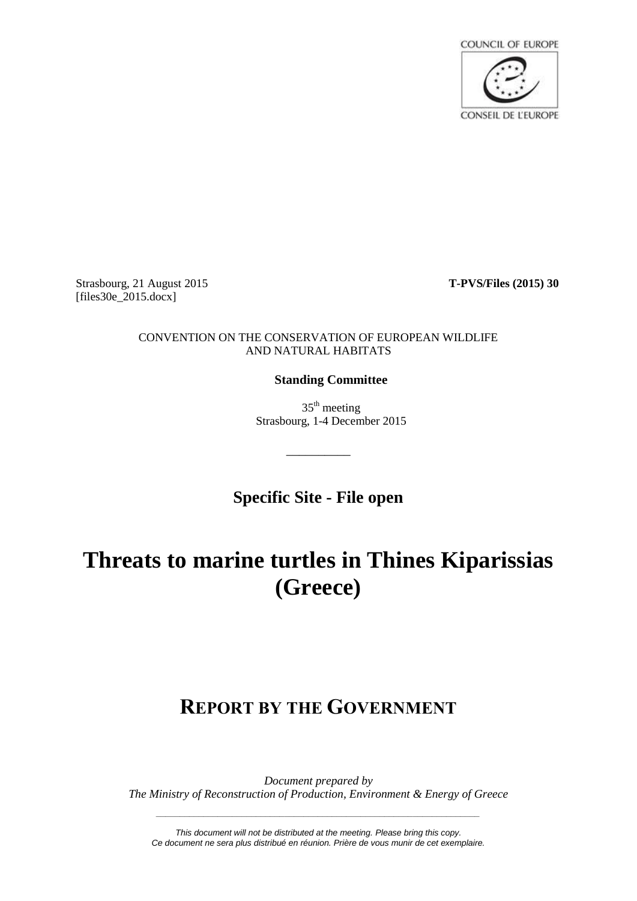COUNCIL OF EUROPE

CONSEIL DE L'EUROPE

Strasbourg, 21 August 2015
[files30e_2015.docx]

**T-PVS/Files (2015) 30**

CONVENTION ON THE CONSERVATION OF EUROPEAN WILDLIFE AND NATURAL HABITATS

**Standing Committee**

35th meeting
Strasbourg, 1-4 December 2015

__________

**Specific Site - File open**

# Threats to marine turtles in Thines Kiparissias (Greece)

## REPORT BY THE GOVERNMENT

*Document prepared by*
*The Ministry of Reconstruction of Production, Environment & Energy of Greece*

*This document will not be distributed at the meeting. Please bring this copy.*
*Ce document ne sera plus distribué en réunion. Prière de vous munir de cet exemplaire.*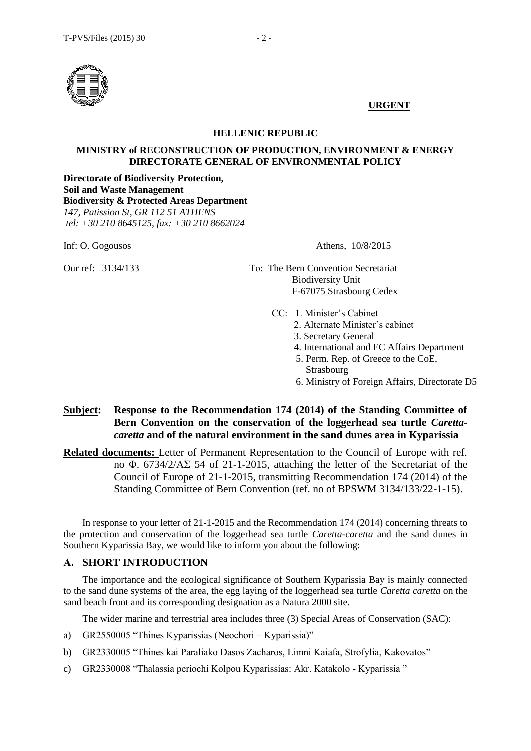**URGENT**

**HELLENIC REPUBLIC**

**MINISTRY of RECONSTRUCTION OF PRODUCTION, ENVIRONMENT & ENERGY**
**DIRECTORATE GENERAL OF ENVIRONMENTAL POLICY**

**Directorate of Biodiversity Protection,**
**Soil and Waste Management**
**Biodiversity & Protected Areas Department**
*147, Patission St, GR 112 51 ATHENS*
*tel: +30 210 8645125, fax: +30 210 8662024*

Inf: O. Gogousos

Athens, 10/8/2015

Our ref: 3134/133

To: The Bern Convention Secretariat
Biodiversity Unit
F-67075 Strasbourg Cedex

CC:
1. Minister's Cabinet
2. Alternate Minister's cabinet
3. Secretary General
4. International and EC Affairs Department
5. Perm. Rep. of Greece to the CoE, Strasbourg
6. Ministry of Foreign Affairs, Directorate D5

**Subject: Response to the Recommendation 174 (2014) of the Standing Committee of Bern Convention on the conservation of the loggerhead sea turtle *Caretta-caretta* and of the natural environment in the sand dunes area in Kyparissia**

**Related documents:** Letter of Permanent Representation to the Council of Europe with ref. no Φ. 6734/2/ΑΣ 54 of 21-1-2015, attaching the letter of the Secretariat of the Council of Europe of 21-1-2015, transmitting Recommendation 174 (2014) of the Standing Committee of Bern Convention (ref. no of BPSWM 3134/133/22-1-15).

In response to your letter of 21-1-2015 and the Recommendation 174 (2014) concerning threats to the protection and conservation of the loggerhead sea turtle *Caretta-caretta* and the sand dunes in Southern Kyparissia Bay, we would like to inform you about the following:

## A. SHORT INTRODUCTION

The importance and the ecological significance of Southern Kyparissia Bay is mainly connected to the sand dune systems of the area, the egg laying of the loggerhead sea turtle *Caretta caretta* on the sand beach front and its corresponding designation as a Natura 2000 site.

The wider marine and terrestrial area includes three (3) Special Areas of Conservation (SAC):

a) GR2550005 "Thines Kyparissias (Neochori – Kyparissia)"

b) GR2330005 "Thines kai Paraliako Dasos Zacharos, Limni Kaiafa, Strofylia, Kakovatos"

c) GR2330008 "Thalassia periochi Kolpou Kyparissias: Akr. Katakolo - Kyparissia "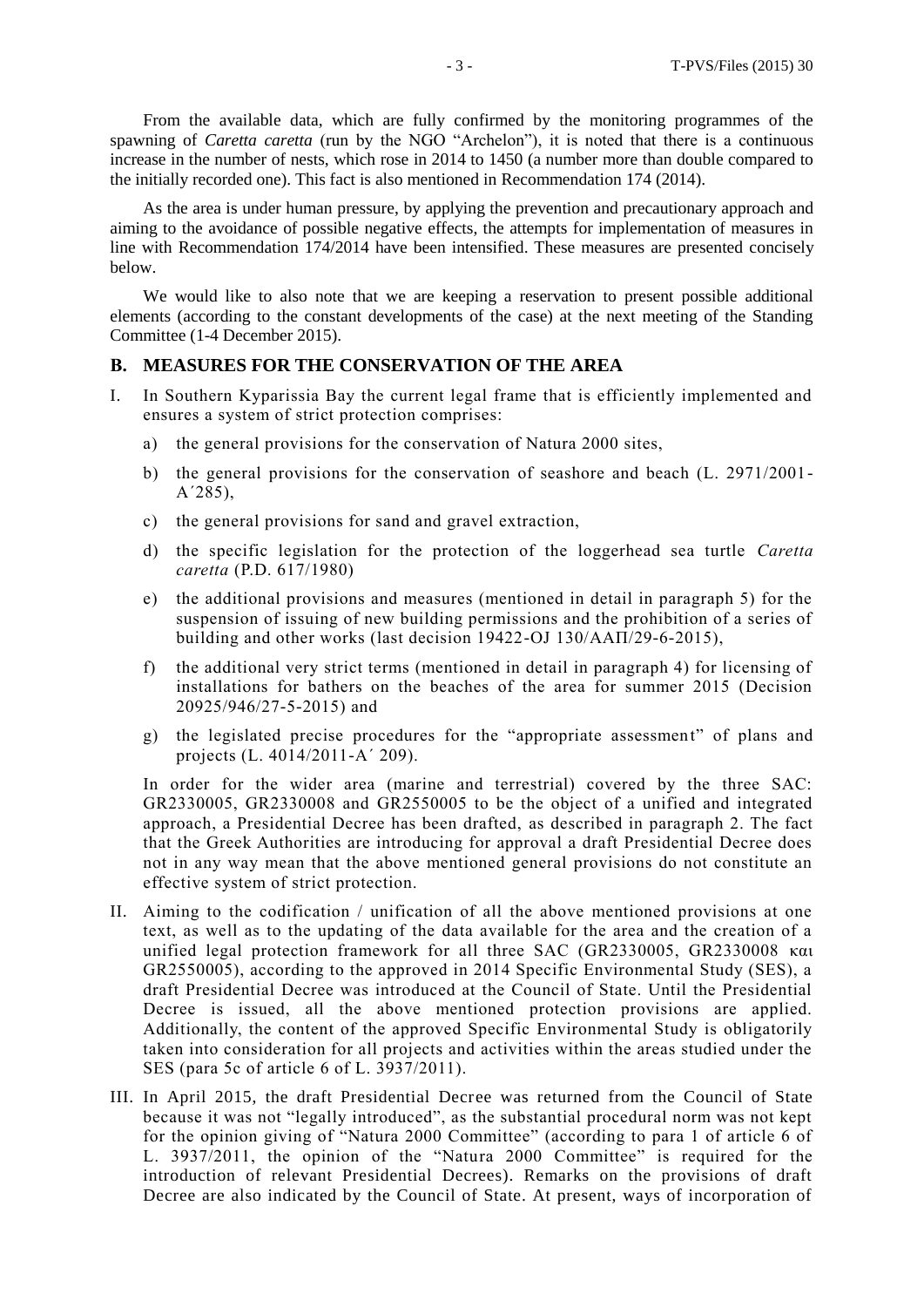From the available data, which are fully confirmed by the monitoring programmes of the spawning of *Caretta caretta* (run by the NGO "Archelon"), it is noted that there is a continuous increase in the number of nests, which rose in 2014 to 1450 (a number more than double compared to the initially recorded one). This fact is also mentioned in Recommendation 174 (2014).

As the area is under human pressure, by applying the prevention and precautionary approach and aiming to the avoidance of possible negative effects, the attempts for implementation of measures in line with Recommendation 174/2014 have been intensified. These measures are presented concisely below.

We would like to also note that we are keeping a reservation to present possible additional elements (according to the constant developments of the case) at the next meeting of the Standing Committee (1-4 December 2015).

## B. MEASURES FOR THE CONSERVATION OF THE AREA

I. In Southern Kyparissia Bay the current legal frame that is efficiently implemented and ensures a system of strict protection comprises:

   a) the general provisions for the conservation of Natura 2000 sites,

   b) the general provisions for the conservation of seashore and beach (L. 2971/2001-A΄285),

   c) the general provisions for sand and gravel extraction,

   d) the specific legislation for the protection of the loggerhead sea turtle *Caretta caretta* (P.D. 617/1980)

   e) the additional provisions and measures (mentioned in detail in paragraph 5) for the suspension of issuing of new building permissions and the prohibition of a series of building and other works (last decision 19422-OJ 130/ΑΑΠ/29-6-2015),

   f) the additional very strict terms (mentioned in detail in paragraph 4) for licensing of installations for bathers on the beaches of the area for summer 2015 (Decision 20925/946/27-5-2015) and

   g) the legislated precise procedures for the "appropriate assessment" of plans and projects (L. 4014/2011-A΄ 209).

   In order for the wider area (marine and terrestrial) covered by the three SAC: GR2330005, GR2330008 and GR2550005 to be the object of a unified and integrated approach, a Presidential Decree has been drafted, as described in paragraph 2. The fact that the Greek Authorities are introducing for approval a draft Presidential Decree does not in any way mean that the above mentioned general provisions do not constitute an effective system of strict protection.

II. Aiming to the codification / unification of all the above mentioned provisions at one text, as well as to the updating of the data available for the area and the creation of a unified legal protection framework for all three SAC (GR2330005, GR2330008 και GR2550005), according to the approved in 2014 Specific Environmental Study (SES), a draft Presidential Decree was introduced at the Council of State. Until the Presidential Decree is issued, all the above mentioned protection provisions are applied. Additionally, the content of the approved Specific Environmental Study is obligatorily taken into consideration for all projects and activities within the areas studied under the SES (para 5c of article 6 of L. 3937/2011).

III. In April 2015, the draft Presidential Decree was returned from the Council of State because it was not "legally introduced", as the substantial procedural norm was not kept for the opinion giving of "Natura 2000 Committee" (according to para 1 of article 6 of L. 3937/2011, the opinion of the "Natura 2000 Committee" is required for the introduction of relevant Presidential Decrees). Remarks on the provisions of draft Decree are also indicated by the Council of State. At present, ways of incorporation of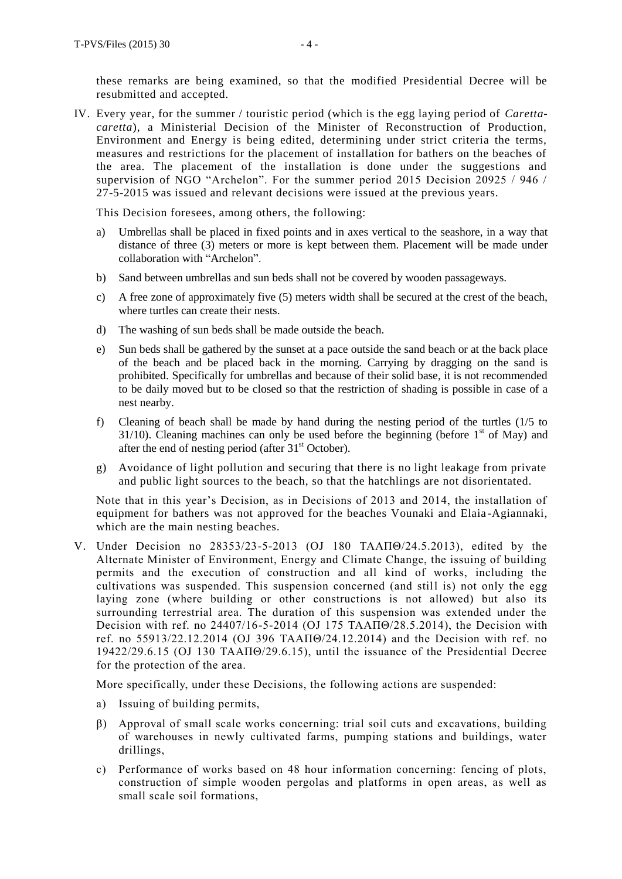these remarks are being examined, so that the modified Presidential Decree will be resubmitted and accepted.

IV. Every year, for the summer / touristic period (which is the egg laying period of *Caretta-caretta*), a Ministerial Decision of the Minister of Reconstruction of Production, Environment and Energy is being edited, determining under strict criteria the terms, measures and restrictions for the placement of installation for bathers on the beaches of the area. The placement of the installation is done under the suggestions and supervision of NGO "Archelon". For the summer period 2015 Decision 20925 / 946 / 27-5-2015 was issued and relevant decisions were issued at the previous years.

This Decision foresees, among others, the following:

a) Umbrellas shall be placed in fixed points and in axes vertical to the seashore, in a way that distance of three (3) meters or more is kept between them. Placement will be made under collaboration with "Archelon".

b) Sand between umbrellas and sun beds shall not be covered by wooden passageways.

c) A free zone of approximately five (5) meters width shall be secured at the crest of the beach, where turtles can create their nests.

d) The washing of sun beds shall be made outside the beach.

e) Sun beds shall be gathered by the sunset at a pace outside the sand beach or at the back place of the beach and be placed back in the morning. Carrying by dragging on the sand is prohibited. Specifically for umbrellas and because of their solid base, it is not recommended to be daily moved but to be closed so that the restriction of shading is possible in case of a nest nearby.

f) Cleaning of beach shall be made by hand during the nesting period of the turtles (1/5 to 31/10). Cleaning machines can only be used before the beginning (before 1st of May) and after the end of nesting period (after 31st October).

g) Avoidance of light pollution and securing that there is no light leakage from private and public light sources to the beach, so that the hatchlings are not disorientated.

Note that in this year's Decision, as in Decisions of 2013 and 2014, the installation of equipment for bathers was not approved for the beaches Vounaki and Elaia-Agiannaki, which are the main nesting beaches.

V. Under Decision no 28353/23-5-2013 (OJ 180 ΤΑΑΠΘ/24.5.2013), edited by the Alternate Minister of Environment, Energy and Climate Change, the issuing of building permits and the execution of construction and all kind of works, including the cultivations was suspended. This suspension concerned (and still is) not only the egg laying zone (where building or other constructions is not allowed) but also its surrounding terrestrial area. The duration of this suspension was extended under the Decision with ref. no 24407/16-5-2014 (OJ 175 ΤΑΑΠΘ/28.5.2014), the Decision with ref. no 55913/22.12.2014 (OJ 396 ΤΑΑΠΘ/24.12.2014) and the Decision with ref. no 19422/29.6.15 (OJ 130 ΤΑΑΠΘ/29.6.15), until the issuance of the Presidential Decree for the protection of the area.

More specifically, under these Decisions, the following actions are suspended:

a) Issuing of building permits,

β) Approval of small scale works concerning: trial soil cuts and excavations, building of warehouses in newly cultivated farms, pumping stations and buildings, water drillings,

c) Performance of works based on 48 hour information concerning: fencing of plots, construction of simple wooden pergolas and platforms in open areas, as well as small scale soil formations,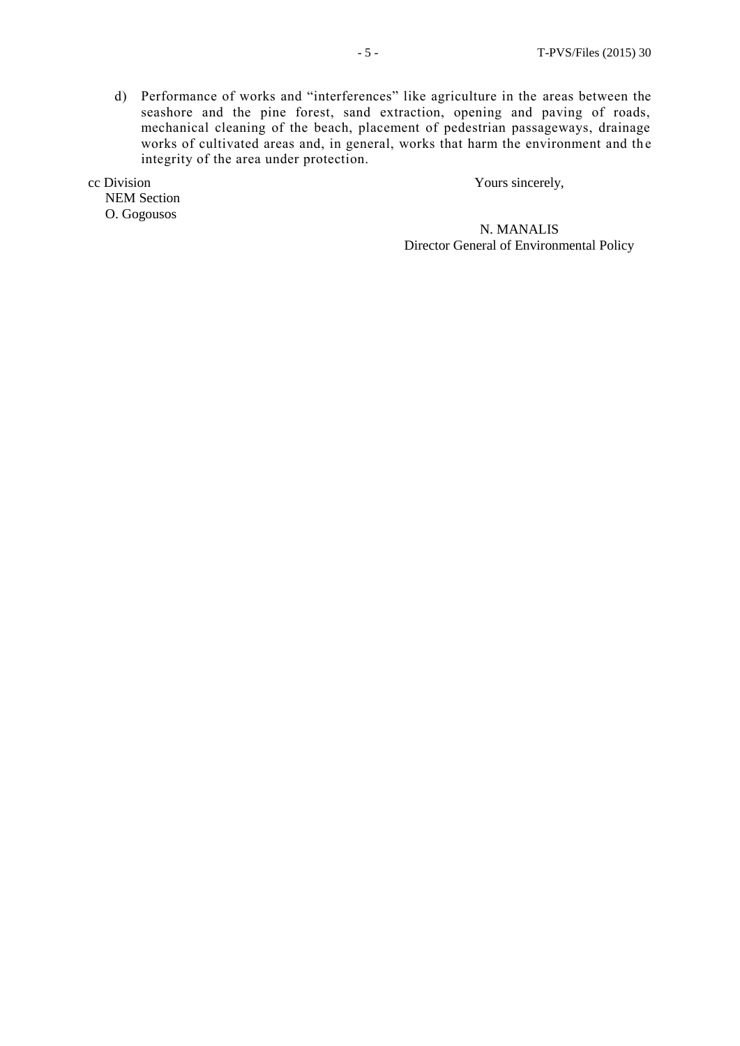d) Performance of works and "interferences" like agriculture in the areas between the seashore and the pine forest, sand extraction, opening and paving of roads, mechanical cleaning of the beach, placement of pedestrian passageways, drainage works of cultivated areas and, in general, works that harm the environment and the integrity of the area under protection.

cc Division
NEM Section
O. Gogousos

Yours sincerely,

N. MANALIS
Director General of Environmental Policy